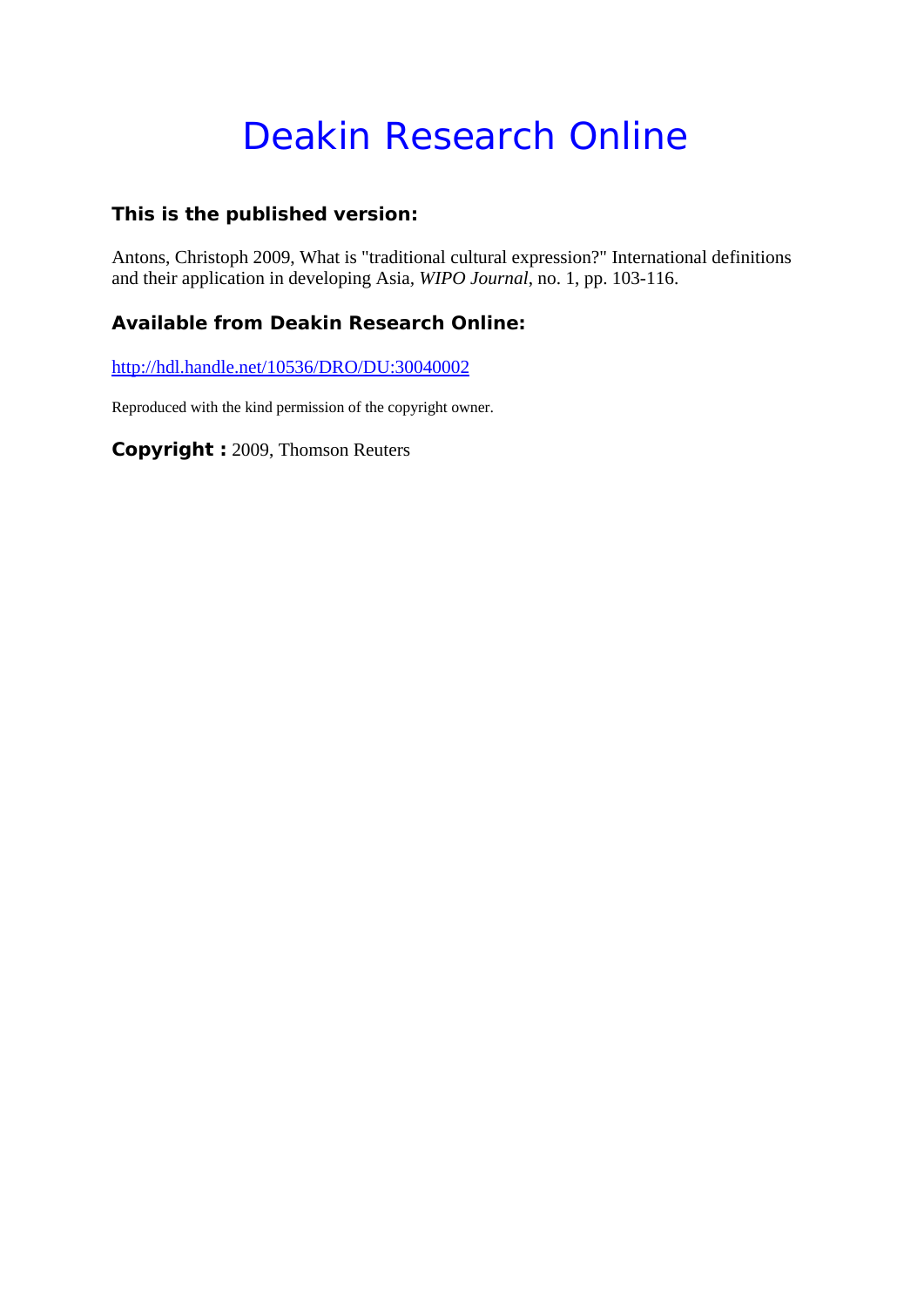# Deakin Research Online

### This is the published version:

Antons, Christoph 2009, What is "traditional cultural expression?" International definitions and their application in developing Asia, *WIPO Journal*, no. 1, pp. 103-116.

### Available from Deakin Research Online:

http://hdl.handle.net/10536/DRO/DU:30040002

Reproduced with the kind permission of the copyright owner.

**Copyright :** 2009, Thomson Reuters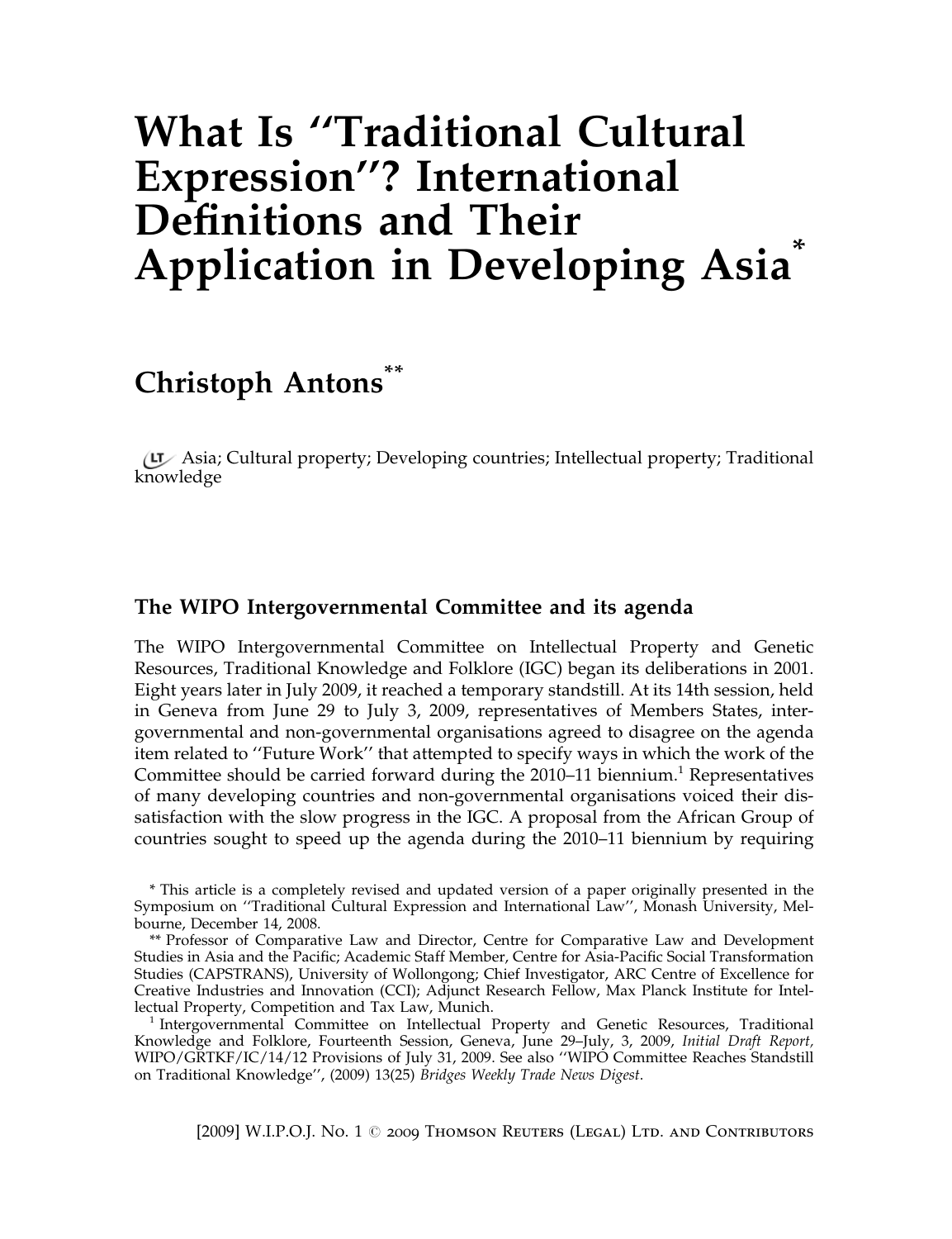# What Is "Traditional Cultural Expression"? International Definitions and Their Application in Developing Asia*

## Christoph Antons**

Asia; Cultural property; Developing countries; Intellectual property; Traditional knowledge

### The WIPO Intergovernmental Committee and its agenda

The WIPO Intergovernmental Committee on Intellectual Property and Genetic Resources, Traditional Knowledge and Folklore (IGC) began its deliberations in 2001. Eight years later in July 2009, it reached a temporary standstill. At its 14th session, held in Geneva from June 29 to July 3, 2009, representatives of Members States, intergovernmental and non-governmental organisations agreed to disagree on the agenda item related to "Future Work" that attempted to specify ways in which the work of the Committee should be carried forward during the 2010–11 biennium.[1] Representatives of many developing countries and non-governmental organisations voiced their dissatisfaction with the slow progress in the IGC. A proposal from the African Group of countries sought to speed up the agenda during the 2010–11 biennium by requiring

\* This article is a completely revised and updated version of a paper originally presented in the Symposium on "Traditional Cultural Expression and International Law", Monash University, Melbourne, December 14, 2008.

\*\* Professor of Comparative Law and Director, Centre for Comparative Law and Development Studies in Asia and the Pacific; Academic Staff Member, Centre for Asia-Pacific Social Transformation Studies (CAPSTRANS), University of Wollongong; Chief Investigator, ARC Centre of Excellence for Creative Industries and Innovation (CCI); Adjunct Research Fellow, Max Planck Institute for Intellectual Property, Competition and Tax Law, Munich.

[1] Intergovernmental Committee on Intellectual Property and Genetic Resources, Traditional Knowledge and Folklore, Fourteenth Session, Geneva, June 29–July, 3, 2009, *Initial Draft Report*, WIPO/GRTKF/IC/14/12 Provisions of July 31, 2009. See also "WIPO Committee Reaches Standstill on Traditional Knowledge", (2009) 13(25) *Bridges Weekly Trade News Digest*.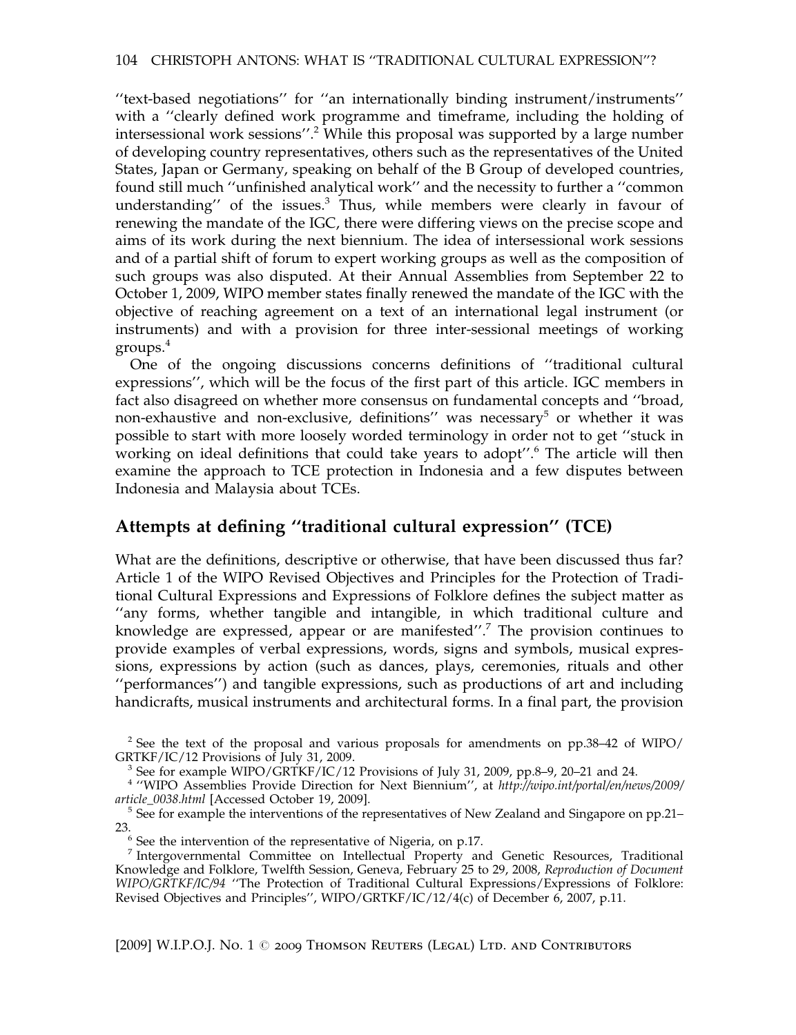''text-based negotiations'' for ''an internationally binding instrument/instruments'' with a ''clearly defined work programme and timeframe, including the holding of intersessional work sessions''.[2] While this proposal was supported by a large number of developing country representatives, others such as the representatives of the United States, Japan or Germany, speaking on behalf of the B Group of developed countries, found still much ''unfinished analytical work'' and the necessity to further a ''common understanding'' of the issues.[3] Thus, while members were clearly in favour of renewing the mandate of the IGC, there were differing views on the precise scope and aims of its work during the next biennium. The idea of intersessional work sessions and of a partial shift of forum to expert working groups as well as the composition of such groups was also disputed. At their Annual Assemblies from September 22 to October 1, 2009, WIPO member states finally renewed the mandate of the IGC with the objective of reaching agreement on a text of an international legal instrument (or instruments) and with a provision for three inter-sessional meetings of working groups.[4]

One of the ongoing discussions concerns definitions of ''traditional cultural expressions'', which will be the focus of the first part of this article. IGC members in fact also disagreed on whether more consensus on fundamental concepts and ''broad, non-exhaustive and non-exclusive, definitions'' was necessary[5] or whether it was possible to start with more loosely worded terminology in order not to get ''stuck in working on ideal definitions that could take years to adopt''.[6] The article will then examine the approach to TCE protection in Indonesia and a few disputes between Indonesia and Malaysia about TCEs.

## Attempts at defining ''traditional cultural expression'' (TCE)

What are the definitions, descriptive or otherwise, that have been discussed thus far? Article 1 of the WIPO Revised Objectives and Principles for the Protection of Traditional Cultural Expressions and Expressions of Folklore defines the subject matter as ''any forms, whether tangible and intangible, in which traditional culture and knowledge are expressed, appear or are manifested''.[7] The provision continues to provide examples of verbal expressions, words, signs and symbols, musical expressions, expressions by action (such as dances, plays, ceremonies, rituals and other ''performances'') and tangible expressions, such as productions of art and including handicrafts, musical instruments and architectural forms. In a final part, the provision

---

[2] See the text of the proposal and various proposals for amendments on pp.38–42 of WIPO/GRTKF/IC/12 Provisions of July 31, 2009.

[3] See for example WIPO/GRTKF/IC/12 Provisions of July 31, 2009, pp.8–9, 20–21 and 24.

[4] ''WIPO Assemblies Provide Direction for Next Biennium'', at *http://wipo.int/portal/en/news/2009/article_0038.html* [Accessed October 19, 2009].

[5] See for example the interventions of the representatives of New Zealand and Singapore on pp.21–23.

[6] See the intervention of the representative of Nigeria, on p.17.

[7] Intergovernmental Committee on Intellectual Property and Genetic Resources, Traditional Knowledge and Folklore, Twelfth Session, Geneva, February 25 to 29, 2008, *Reproduction of Document WIPO/GRTKF/IC/94* ''The Protection of Traditional Cultural Expressions/Expressions of Folklore: Revised Objectives and Principles'', WIPO/GRTKF/IC/12/4(c) of December 6, 2007, p.11.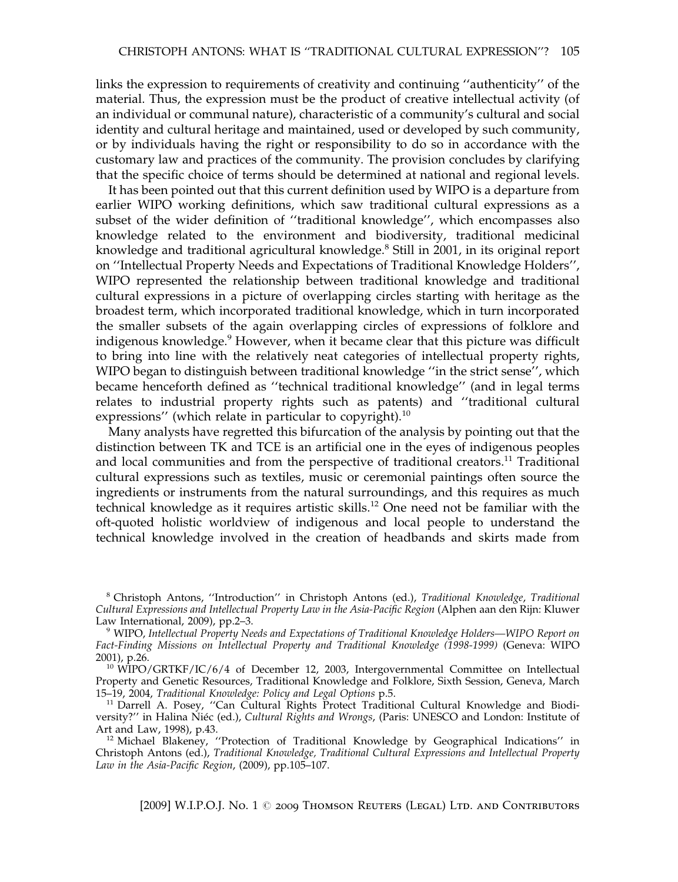links the expression to requirements of creativity and continuing ''authenticity'' of the material. Thus, the expression must be the product of creative intellectual activity (of an individual or communal nature), characteristic of a community's cultural and social identity and cultural heritage and maintained, used or developed by such community, or by individuals having the right or responsibility to do so in accordance with the customary law and practices of the community. The provision concludes by clarifying that the specific choice of terms should be determined at national and regional levels.

It has been pointed out that this current definition used by WIPO is a departure from earlier WIPO working definitions, which saw traditional cultural expressions as a subset of the wider definition of ''traditional knowledge'', which encompasses also knowledge related to the environment and biodiversity, traditional medicinal knowledge and traditional agricultural knowledge.[8] Still in 2001, in its original report on ''Intellectual Property Needs and Expectations of Traditional Knowledge Holders'', WIPO represented the relationship between traditional knowledge and traditional cultural expressions in a picture of overlapping circles starting with heritage as the broadest term, which incorporated traditional knowledge, which in turn incorporated the smaller subsets of the again overlapping circles of expressions of folklore and indigenous knowledge.[9] However, when it became clear that this picture was difficult to bring into line with the relatively neat categories of intellectual property rights, WIPO began to distinguish between traditional knowledge ''in the strict sense'', which became henceforth defined as ''technical traditional knowledge'' (and in legal terms relates to industrial property rights such as patents) and ''traditional cultural expressions'' (which relate in particular to copyright).[10]

Many analysts have regretted this bifurcation of the analysis by pointing out that the distinction between TK and TCE is an artificial one in the eyes of indigenous peoples and local communities and from the perspective of traditional creators.[11] Traditional cultural expressions such as textiles, music or ceremonial paintings often source the ingredients or instruments from the natural surroundings, and this requires as much technical knowledge as it requires artistic skills.[12] One need not be familiar with the oft-quoted holistic worldview of indigenous and local people to understand the technical knowledge involved in the creation of headbands and skirts made from

[8] Christoph Antons, ''Introduction'' in Christoph Antons (ed.), *Traditional Knowledge, Traditional Cultural Expressions and Intellectual Property Law in the Asia-Pacific Region* (Alphen aan den Rijn: Kluwer Law International, 2009), pp.2–3.

[9] WIPO, *Intellectual Property Needs and Expectations of Traditional Knowledge Holders—WIPO Report on Fact-Finding Missions on Intellectual Property and Traditional Knowledge (1998-1999)* (Geneva: WIPO 2001), p.26.

[10] WIPO/GRTKF/IC/6/4 of December 12, 2003, Intergovernmental Committee on Intellectual Property and Genetic Resources, Traditional Knowledge and Folklore, Sixth Session, Geneva, March 15–19, 2004, *Traditional Knowledge: Policy and Legal Options* p.5.

[11] Darrell A. Posey, ''Can Cultural Rights Protect Traditional Cultural Knowledge and Biodiversity?'' in Halina Niéc (ed.), *Cultural Rights and Wrongs*, (Paris: UNESCO and London: Institute of Art and Law, 1998), p.43.

[12] Michael Blakeney, ''Protection of Traditional Knowledge by Geographical Indications'' in Christoph Antons (ed.), *Traditional Knowledge, Traditional Cultural Expressions and Intellectual Property Law in the Asia-Pacific Region*, (2009), pp.105–107.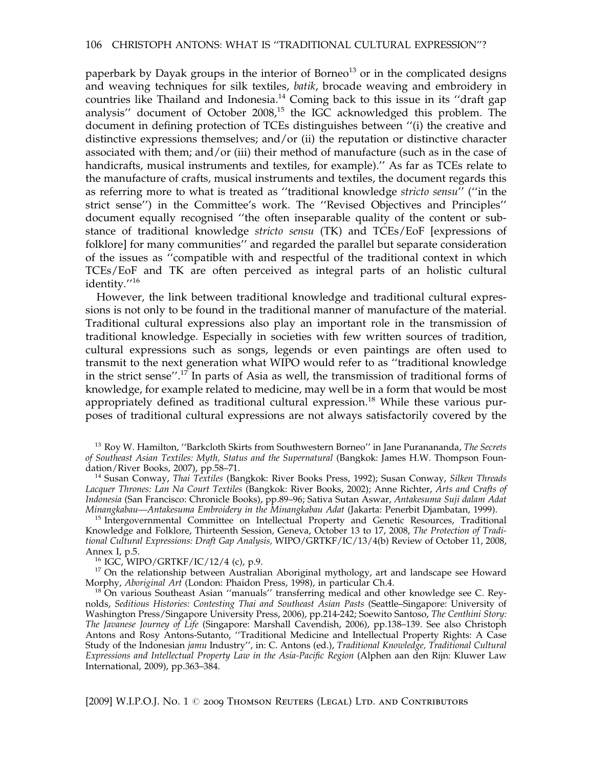paperbark by Dayak groups in the interior of Borneo[13] or in the complicated designs and weaving techniques for silk textiles, *batik*, brocade weaving and embroidery in countries like Thailand and Indonesia.[14] Coming back to this issue in its ''draft gap analysis'' document of October 2008,[15] the IGC acknowledged this problem. The document in defining protection of TCEs distinguishes between ''(i) the creative and distinctive expressions themselves; and/or (ii) the reputation or distinctive character associated with them; and/or (iii) their method of manufacture (such as in the case of handicrafts, musical instruments and textiles, for example).'' As far as TCEs relate to the manufacture of crafts, musical instruments and textiles, the document regards this as referring more to what is treated as ''traditional knowledge *stricto sensu*'' (''in the strict sense'') in the Committee's work. The ''Revised Objectives and Principles'' document equally recognised ''the often inseparable quality of the content or substance of traditional knowledge *stricto sensu* (TK) and TCEs/EoF [expressions of folklore] for many communities'' and regarded the parallel but separate consideration of the issues as ''compatible with and respectful of the traditional context in which TCEs/EoF and TK are often perceived as integral parts of an holistic cultural identity.''[16]

However, the link between traditional knowledge and traditional cultural expressions is not only to be found in the traditional manner of manufacture of the material. Traditional cultural expressions also play an important role in the transmission of traditional knowledge. Especially in societies with few written sources of tradition, cultural expressions such as songs, legends or even paintings are often used to transmit to the next generation what WIPO would refer to as ''traditional knowledge in the strict sense''.[17] In parts of Asia as well, the transmission of traditional forms of knowledge, for example related to medicine, may well be in a form that would be most appropriately defined as traditional cultural expression.[18] While these various purposes of traditional cultural expressions are not always satisfactorily covered by the

---

[13] Roy W. Hamilton, ''Barkcloth Skirts from Southwestern Borneo'' in Jane Puranananda, *The Secrets of Southeast Asian Textiles: Myth, Status and the Supernatural* (Bangkok: James H.W. Thompson Foundation/River Books, 2007), pp.58–71.

[14] Susan Conway, *Thai Textiles* (Bangkok: River Books Press, 1992); Susan Conway, *Silken Threads Lacquer Thrones: Lan Na Court Textiles* (Bangkok: River Books, 2002); Anne Richter, *Arts and Crafts of Indonesia* (San Francisco: Chronicle Books), pp.89–96; Sativa Sutan Aswar, *Antakesuma Suji dalam Adat Minangkabau—Antakesuma Embroidery in the Minangkabau Adat* (Jakarta: Penerbit Djambatan, 1999).

[15] Intergovernmental Committee on Intellectual Property and Genetic Resources, Traditional Knowledge and Folklore, Thirteenth Session, Geneva, October 13 to 17, 2008, *The Protection of Traditional Cultural Expressions: Draft Gap Analysis*, WIPO/GRTKF/IC/13/4(b) Review of October 11, 2008, Annex I, p.5.

[16] IGC, WIPO/GRTKF/IC/12/4 (c), p.9.

[17] On the relationship between Australian Aboriginal mythology, art and landscape see Howard Morphy, *Aboriginal Art* (London: Phaidon Press, 1998), in particular Ch.4.

[18] On various Southeast Asian ''manuals'' transferring medical and other knowledge see C. Reynolds, *Seditious Histories: Contesting Thai and Southeast Asian Pasts* (Seattle–Singapore: University of Washington Press/Singapore University Press, 2006), pp.214-242; Soewito Santoso, *The Centhini Story: The Javanese Journey of Life* (Singapore: Marshall Cavendish, 2006), pp.138–139. See also Christoph Antons and Rosy Antons-Sutanto, ''Traditional Medicine and Intellectual Property Rights: A Case Study of the Indonesian *jamu* Industry'', in: C. Antons (ed.), *Traditional Knowledge, Traditional Cultural Expressions and Intellectual Property Law in the Asia-Pacific Region* (Alphen aan den Rijn: Kluwer Law International, 2009), pp.363–384.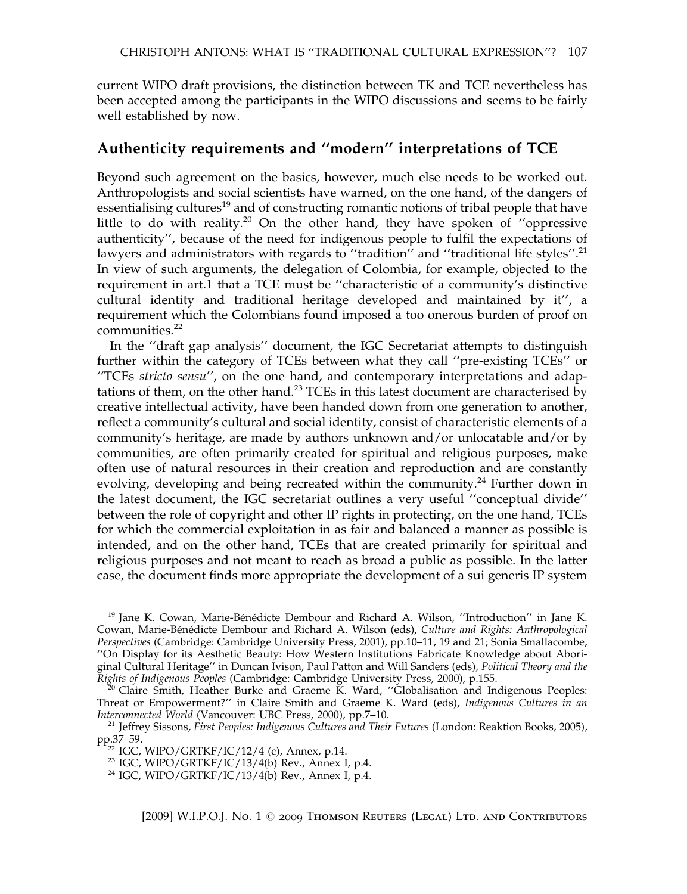current WIPO draft provisions, the distinction between TK and TCE nevertheless has been accepted among the participants in the WIPO discussions and seems to be fairly well established by now.

## Authenticity requirements and "modern" interpretations of TCE

Beyond such agreement on the basics, however, much else needs to be worked out. Anthropologists and social scientists have warned, on the one hand, of the dangers of essentialising cultures[19] and of constructing romantic notions of tribal people that have little to do with reality.[20] On the other hand, they have spoken of "oppressive authenticity", because of the need for indigenous people to fulfil the expectations of lawyers and administrators with regards to "tradition" and "traditional life styles".[21] In view of such arguments, the delegation of Colombia, for example, objected to the requirement in art.1 that a TCE must be "characteristic of a community's distinctive cultural identity and traditional heritage developed and maintained by it", a requirement which the Colombians found imposed a too onerous burden of proof on communities.[22]

In the "draft gap analysis" document, the IGC Secretariat attempts to distinguish further within the category of TCEs between what they call "pre-existing TCEs" or "TCEs *stricto sensu*", on the one hand, and contemporary interpretations and adaptations of them, on the other hand.[23] TCEs in this latest document are characterised by creative intellectual activity, have been handed down from one generation to another, reflect a community's cultural and social identity, consist of characteristic elements of a community's heritage, are made by authors unknown and/or unlocatable and/or by communities, are often primarily created for spiritual and religious purposes, make often use of natural resources in their creation and reproduction and are constantly evolving, developing and being recreated within the community.[24] Further down in the latest document, the IGC secretariat outlines a very useful "conceptual divide" between the role of copyright and other IP rights in protecting, on the one hand, TCEs for which the commercial exploitation in as fair and balanced a manner as possible is intended, and on the other hand, TCEs that are created primarily for spiritual and religious purposes and not meant to reach as broad a public as possible. In the latter case, the document finds more appropriate the development of a sui generis IP system

---

[19] Jane K. Cowan, Marie-Bénédicte Dembour and Richard A. Wilson, "Introduction" in Jane K. Cowan, Marie-Bénédicte Dembour and Richard A. Wilson (eds), *Culture and Rights: Anthropological Perspectives* (Cambridge: Cambridge University Press, 2001), pp.10–11, 19 and 21; Sonia Smallacombe, "On Display for its Aesthetic Beauty: How Western Institutions Fabricate Knowledge about Aboriginal Cultural Heritage" in Duncan Ivison, Paul Patton and Will Sanders (eds), *Political Theory and the Rights of Indigenous Peoples* (Cambridge: Cambridge University Press, 2000), p.155.

[20] Claire Smith, Heather Burke and Graeme K. Ward, "Globalisation and Indigenous Peoples: Threat or Empowerment?" in Claire Smith and Graeme K. Ward (eds), *Indigenous Cultures in an Interconnected World* (Vancouver: UBC Press, 2000), pp.7–10.

[21] Jeffrey Sissons, *First Peoples: Indigenous Cultures and Their Futures* (London: Reaktion Books, 2005), pp.37–59.

[22] IGC, WIPO/GRTKF/IC/12/4 (c), Annex, p.14.

[23] IGC, WIPO/GRTKF/IC/13/4(b) Rev., Annex I, p.4.

[24] IGC, WIPO/GRTKF/IC/13/4(b) Rev., Annex I, p.4.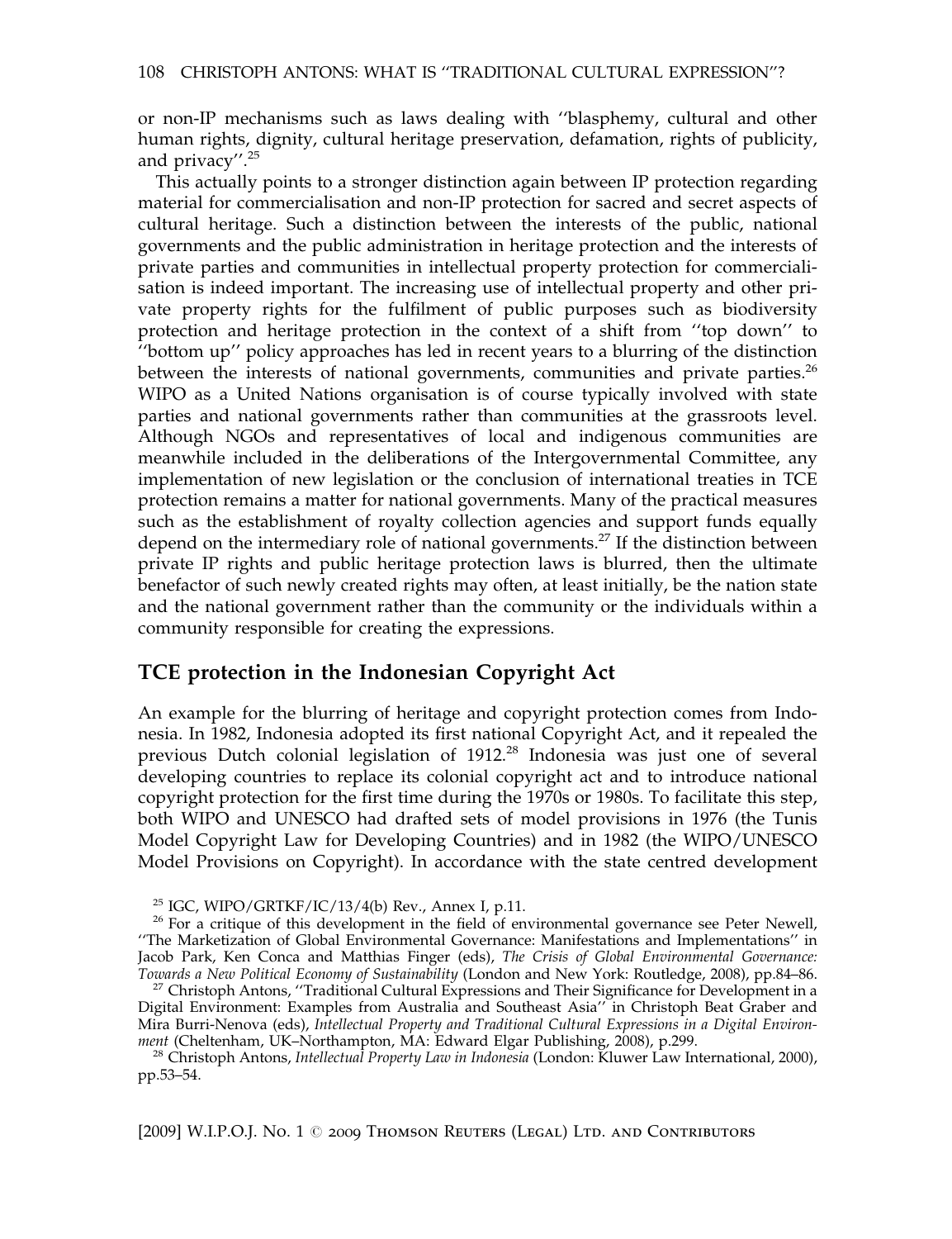or non-IP mechanisms such as laws dealing with ''blasphemy, cultural and other human rights, dignity, cultural heritage preservation, defamation, rights of publicity, and privacy''.[25]

This actually points to a stronger distinction again between IP protection regarding material for commercialisation and non-IP protection for sacred and secret aspects of cultural heritage. Such a distinction between the interests of the public, national governments and the public administration in heritage protection and the interests of private parties and communities in intellectual property protection for commercialisation is indeed important. The increasing use of intellectual property and other private property rights for the fulfilment of public purposes such as biodiversity protection and heritage protection in the context of a shift from ''top down'' to ''bottom up'' policy approaches has led in recent years to a blurring of the distinction between the interests of national governments, communities and private parties.[26] WIPO as a United Nations organisation is of course typically involved with state parties and national governments rather than communities at the grassroots level. Although NGOs and representatives of local and indigenous communities are meanwhile included in the deliberations of the Intergovernmental Committee, any implementation of new legislation or the conclusion of international treaties in TCE protection remains a matter for national governments. Many of the practical measures such as the establishment of royalty collection agencies and support funds equally depend on the intermediary role of national governments.[27] If the distinction between private IP rights and public heritage protection laws is blurred, then the ultimate benefactor of such newly created rights may often, at least initially, be the nation state and the national government rather than the community or the individuals within a community responsible for creating the expressions.

## TCE protection in the Indonesian Copyright Act

An example for the blurring of heritage and copyright protection comes from Indonesia. In 1982, Indonesia adopted its first national Copyright Act, and it repealed the previous Dutch colonial legislation of 1912.[28] Indonesia was just one of several developing countries to replace its colonial copyright act and to introduce national copyright protection for the first time during the 1970s or 1980s. To facilitate this step, both WIPO and UNESCO had drafted sets of model provisions in 1976 (the Tunis Model Copyright Law for Developing Countries) and in 1982 (the WIPO/UNESCO Model Provisions on Copyright). In accordance with the state centred development

---

[25] IGC, WIPO/GRTKF/IC/13/4(b) Rev., Annex I, p.11.

[26] For a critique of this development in the field of environmental governance see Peter Newell, ''The Marketization of Global Environmental Governance: Manifestations and Implementations'' in Jacob Park, Ken Conca and Matthias Finger (eds), *The Crisis of Global Environmental Governance: Towards a New Political Economy of Sustainability* (London and New York: Routledge, 2008), pp.84–86.

[27] Christoph Antons, ''Traditional Cultural Expressions and Their Significance for Development in a Digital Environment: Examples from Australia and Southeast Asia'' in Christoph Beat Graber and Mira Burri-Nenova (eds), *Intellectual Property and Traditional Cultural Expressions in a Digital Environment* (Cheltenham, UK–Northampton, MA: Edward Elgar Publishing, 2008), p.299.

[28] Christoph Antons, *Intellectual Property Law in Indonesia* (London: Kluwer Law International, 2000), pp.53–54.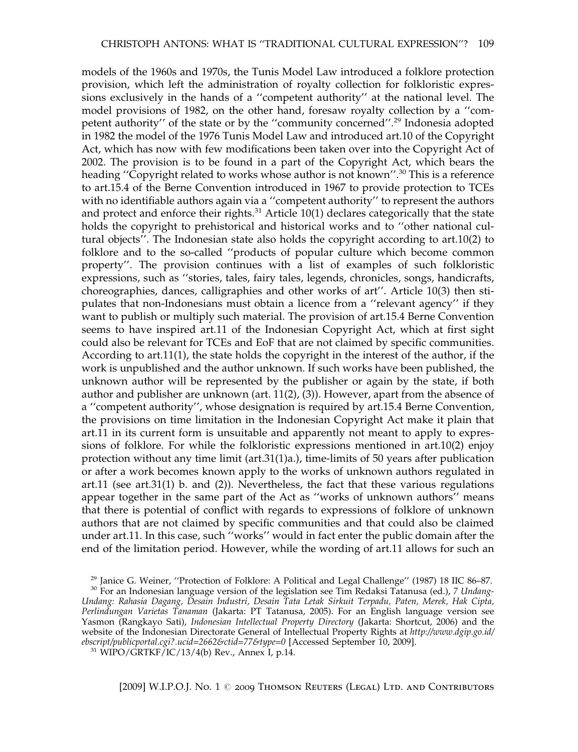models of the 1960s and 1970s, the Tunis Model Law introduced a folklore protection provision, which left the administration of royalty collection for folkloristic expressions exclusively in the hands of a ''competent authority'' at the national level. The model provisions of 1982, on the other hand, foresaw royalty collection by a ''competent authority'' of the state or by the ''community concerned''.[29] Indonesia adopted in 1982 the model of the 1976 Tunis Model Law and introduced art.10 of the Copyright Act, which has now with few modifications been taken over into the Copyright Act of 2002. The provision is to be found in a part of the Copyright Act, which bears the heading ''Copyright related to works whose author is not known''.[30] This is a reference to art.15.4 of the Berne Convention introduced in 1967 to provide protection to TCEs with no identifiable authors again via a ''competent authority'' to represent the authors and protect and enforce their rights.[31] Article 10(1) declares categorically that the state holds the copyright to prehistorical and historical works and to ''other national cultural objects''. The Indonesian state also holds the copyright according to art.10(2) to folklore and to the so-called ''products of popular culture which become common property''. The provision continues with a list of examples of such folkloristic expressions, such as ''stories, tales, fairy tales, legends, chronicles, songs, handicrafts, choreographies, dances, calligraphies and other works of art''. Article 10(3) then stipulates that non-Indonesians must obtain a licence from a ''relevant agency'' if they want to publish or multiply such material. The provision of art.15.4 Berne Convention seems to have inspired art.11 of the Indonesian Copyright Act, which at first sight could also be relevant for TCEs and EoF that are not claimed by specific communities. According to art.11(1), the state holds the copyright in the interest of the author, if the work is unpublished and the author unknown. If such works have been published, the unknown author will be represented by the publisher or again by the state, if both author and publisher are unknown (art. 11(2), (3)). However, apart from the absence of a ''competent authority'', whose designation is required by art.15.4 Berne Convention, the provisions on time limitation in the Indonesian Copyright Act make it plain that art.11 in its current form is unsuitable and apparently not meant to apply to expressions of folklore. For while the folkloristic expressions mentioned in art.10(2) enjoy protection without any time limit (art.31(1)a.), time-limits of 50 years after publication or after a work becomes known apply to the works of unknown authors regulated in art.11 (see art.31(1) b. and (2)). Nevertheless, the fact that these various regulations appear together in the same part of the Act as ''works of unknown authors'' means that there is potential of conflict with regards to expressions of folklore of unknown authors that are not claimed by specific communities and that could also be claimed under art.11. In this case, such ''works'' would in fact enter the public domain after the end of the limitation period. However, while the wording of art.11 allows for such an

[29] Janice G. Weiner, ''Protection of Folklore: A Political and Legal Challenge'' (1987) 18 IIC 86–87.

[30] For an Indonesian language version of the legislation see Tim Redaksi Tatanusa (ed.), *7 Undang-Undang: Rahasia Dagang, Desain Industri, Desain Tata Letak Sirkuit Terpadu, Paten, Merek, Hak Cipta, Perlindungan Varietas Tanaman* (Jakarta: PT Tatanusa, 2005). For an English language version see Yasmon (Rangkayo Sati), *Indonesian Intellectual Property Directory* (Jakarta: Shortcut, 2006) and the website of the Indonesian Directorate General of Intellectual Property Rights at *http://www.dgip.go.id/ebscript/publicportal.cgi?.ucid=2662&ctid=77&type=0* [Accessed September 10, 2009].

[31] WIPO/GRTKF/IC/13/4(b) Rev., Annex I, p.14.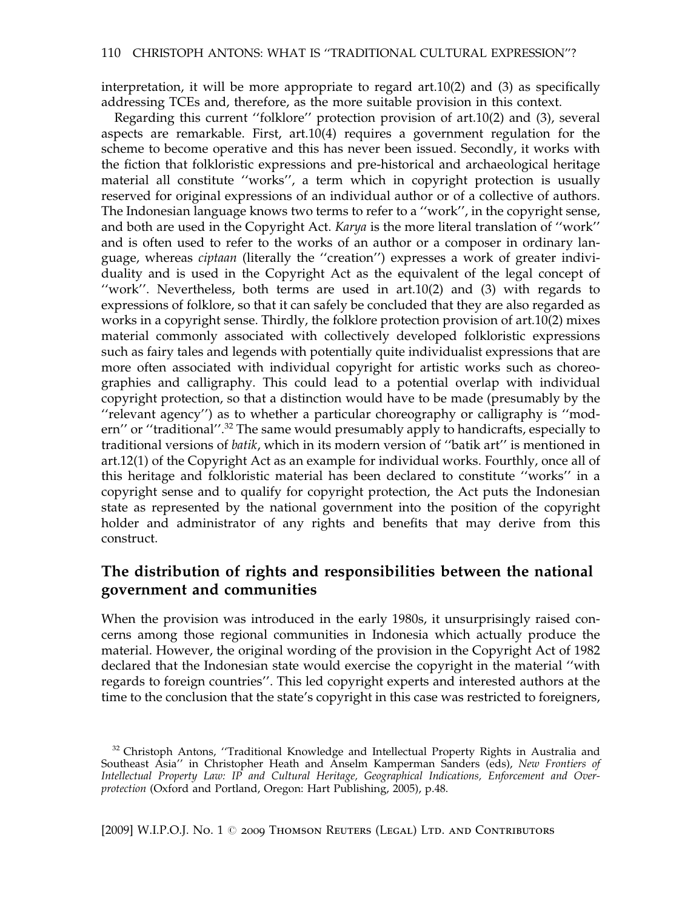interpretation, it will be more appropriate to regard art.10(2) and (3) as specifically addressing TCEs and, therefore, as the more suitable provision in this context.

Regarding this current ''folklore'' protection provision of art.10(2) and (3), several aspects are remarkable. First, art.10(4) requires a government regulation for the scheme to become operative and this has never been issued. Secondly, it works with the fiction that folkloristic expressions and pre-historical and archaeological heritage material all constitute ''works'', a term which in copyright protection is usually reserved for original expressions of an individual author or of a collective of authors. The Indonesian language knows two terms to refer to a ''work'', in the copyright sense, and both are used in the Copyright Act. *Karya* is the more literal translation of ''work'' and is often used to refer to the works of an author or a composer in ordinary language, whereas *ciptaan* (literally the ''creation'') expresses a work of greater individuality and is used in the Copyright Act as the equivalent of the legal concept of ''work''. Nevertheless, both terms are used in art.10(2) and (3) with regards to expressions of folklore, so that it can safely be concluded that they are also regarded as works in a copyright sense. Thirdly, the folklore protection provision of art.10(2) mixes material commonly associated with collectively developed folkloristic expressions such as fairy tales and legends with potentially quite individualist expressions that are more often associated with individual copyright for artistic works such as choreographies and calligraphy. This could lead to a potential overlap with individual copyright protection, so that a distinction would have to be made (presumably by the ''relevant agency'') as to whether a particular choreography or calligraphy is ''modern'' or ''traditional''.[32] The same would presumably apply to handicrafts, especially to traditional versions of *batik*, which in its modern version of ''batik art'' is mentioned in art.12(1) of the Copyright Act as an example for individual works. Fourthly, once all of this heritage and folkloristic material has been declared to constitute ''works'' in a copyright sense and to qualify for copyright protection, the Act puts the Indonesian state as represented by the national government into the position of the copyright holder and administrator of any rights and benefits that may derive from this construct.

## The distribution of rights and responsibilities between the national government and communities

When the provision was introduced in the early 1980s, it unsurprisingly raised concerns among those regional communities in Indonesia which actually produce the material. However, the original wording of the provision in the Copyright Act of 1982 declared that the Indonesian state would exercise the copyright in the material ''with regards to foreign countries''. This led copyright experts and interested authors at the time to the conclusion that the state's copyright in this case was restricted to foreigners,

[32] Christoph Antons, ''Traditional Knowledge and Intellectual Property Rights in Australia and Southeast Asia'' in Christopher Heath and Anselm Kamperman Sanders (eds), *New Frontiers of Intellectual Property Law: IP and Cultural Heritage, Geographical Indications, Enforcement and Overprotection* (Oxford and Portland, Oregon: Hart Publishing, 2005), p.48.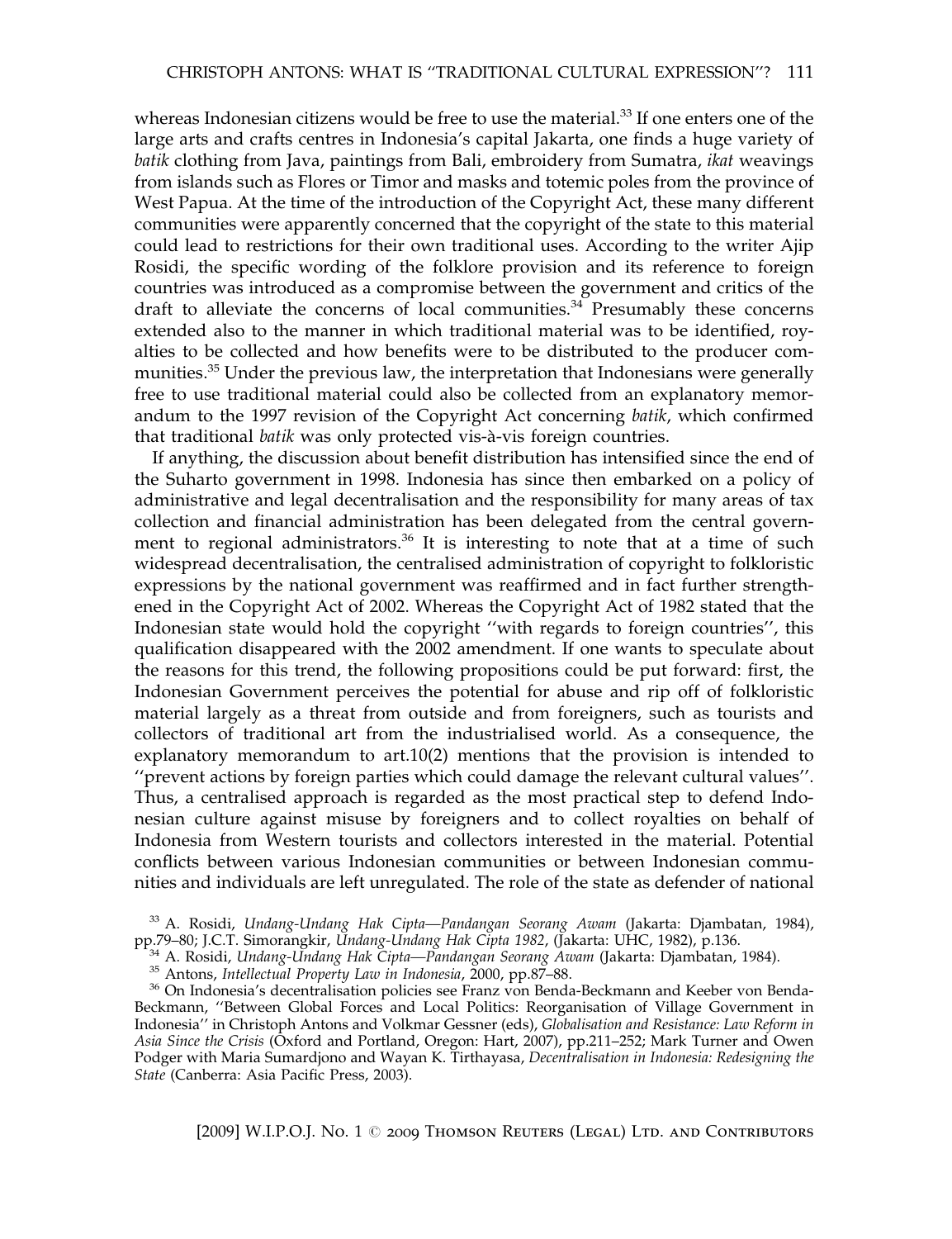whereas Indonesian citizens would be free to use the material.[33] If one enters one of the large arts and crafts centres in Indonesia's capital Jakarta, one finds a huge variety of *batik* clothing from Java, paintings from Bali, embroidery from Sumatra, *ikat* weavings from islands such as Flores or Timor and masks and totemic poles from the province of West Papua. At the time of the introduction of the Copyright Act, these many different communities were apparently concerned that the copyright of the state to this material could lead to restrictions for their own traditional uses. According to the writer Ajip Rosidi, the specific wording of the folklore provision and its reference to foreign countries was introduced as a compromise between the government and critics of the draft to alleviate the concerns of local communities.[34] Presumably these concerns extended also to the manner in which traditional material was to be identified, royalties to be collected and how benefits were to be distributed to the producer communities.[35] Under the previous law, the interpretation that Indonesians were generally free to use traditional material could also be collected from an explanatory memorandum to the 1997 revision of the Copyright Act concerning *batik*, which confirmed that traditional *batik* was only protected vis-à-vis foreign countries.

If anything, the discussion about benefit distribution has intensified since the end of the Suharto government in 1998. Indonesia has since then embarked on a policy of administrative and legal decentralisation and the responsibility for many areas of tax collection and financial administration has been delegated from the central government to regional administrators.[36] It is interesting to note that at a time of such widespread decentralisation, the centralised administration of copyright to folkloristic expressions by the national government was reaffirmed and in fact further strengthened in the Copyright Act of 2002. Whereas the Copyright Act of 1982 stated that the Indonesian state would hold the copyright ''with regards to foreign countries'', this qualification disappeared with the 2002 amendment. If one wants to speculate about the reasons for this trend, the following propositions could be put forward: first, the Indonesian Government perceives the potential for abuse and rip off of folkloristic material largely as a threat from outside and from foreigners, such as tourists and collectors of traditional art from the industrialised world. As a consequence, the explanatory memorandum to art.10(2) mentions that the provision is intended to ''prevent actions by foreign parties which could damage the relevant cultural values''. Thus, a centralised approach is regarded as the most practical step to defend Indonesian culture against misuse by foreigners and to collect royalties on behalf of Indonesia from Western tourists and collectors interested in the material. Potential conflicts between various Indonesian communities or between Indonesian communities and individuals are left unregulated. The role of the state as defender of national

[33] A. Rosidi, *Undang-Undang Hak Cipta—Pandangan Seorang Awam* (Jakarta: Djambatan, 1984), pp.79–80; J.C.T. Simorangkir, *Undang-Undang Hak Cipta 1982*, (Jakarta: UHC, 1982), p.136.

[34] A. Rosidi, *Undang-Undang Hak Cipta—Pandangan Seorang Awam* (Jakarta: Djambatan, 1984).

[35] Antons, *Intellectual Property Law in Indonesia*, 2000, pp.87–88.

[36] On Indonesia's decentralisation policies see Franz von Benda-Beckmann and Keeber von Benda-Beckmann, ''Between Global Forces and Local Politics: Reorganisation of Village Government in Indonesia'' in Christoph Antons and Volkmar Gessner (eds), *Globalisation and Resistance: Law Reform in Asia Since the Crisis* (Oxford and Portland, Oregon: Hart, 2007), pp.211–252; Mark Turner and Owen Podger with Maria Sumardjono and Wayan K. Tirthayasa, *Decentralisation in Indonesia: Redesigning the State* (Canberra: Asia Pacific Press, 2003).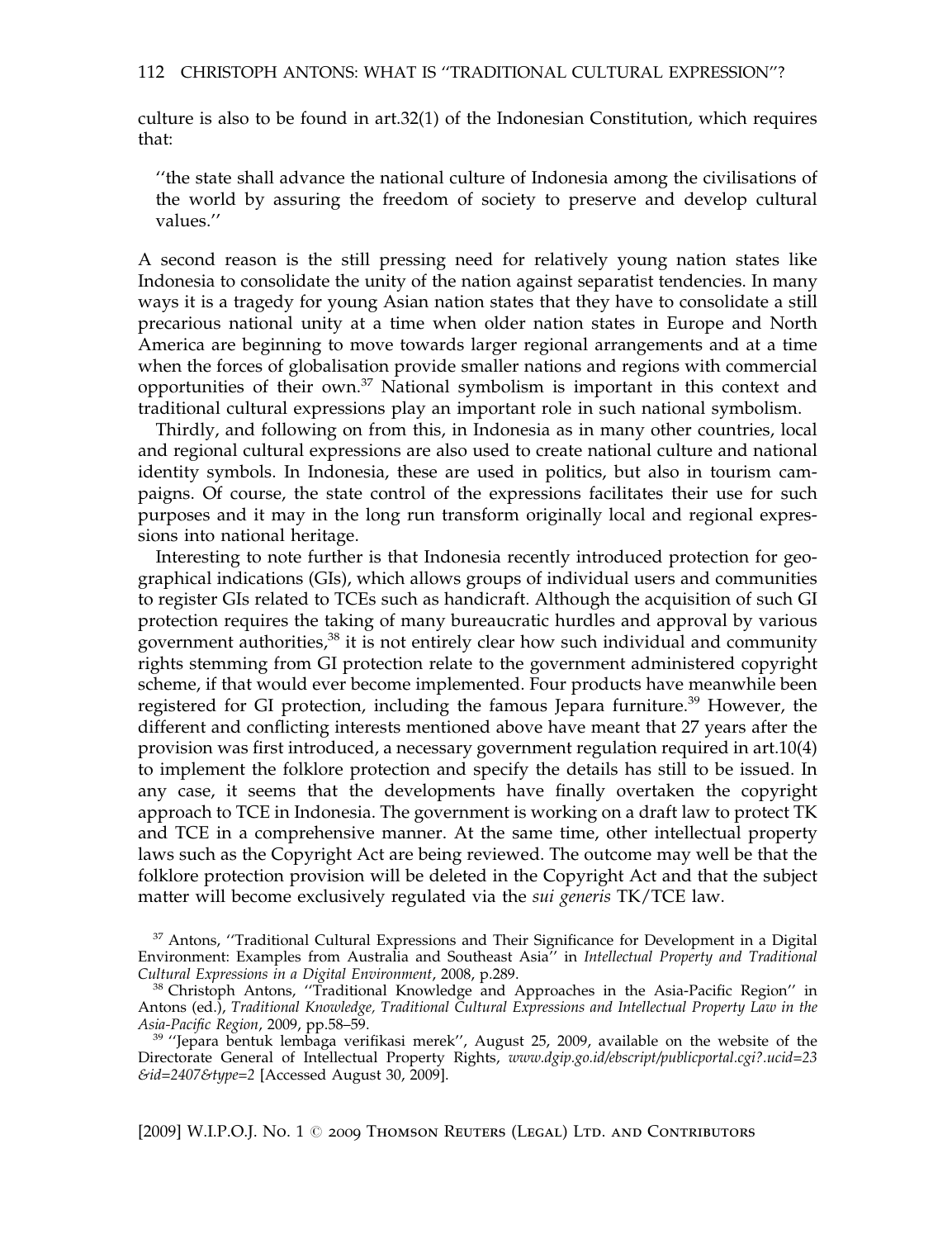culture is also to be found in art.32(1) of the Indonesian Constitution, which requires that:

> "the state shall advance the national culture of Indonesia among the civilisations of the world by assuring the freedom of society to preserve and develop cultural values."

A second reason is the still pressing need for relatively young nation states like Indonesia to consolidate the unity of the nation against separatist tendencies. In many ways it is a tragedy for young Asian nation states that they have to consolidate a still precarious national unity at a time when older nation states in Europe and North America are beginning to move towards larger regional arrangements and at a time when the forces of globalisation provide smaller nations and regions with commercial opportunities of their own.[37] National symbolism is important in this context and traditional cultural expressions play an important role in such national symbolism.

Thirdly, and following on from this, in Indonesia as in many other countries, local and regional cultural expressions are also used to create national culture and national identity symbols. In Indonesia, these are used in politics, but also in tourism campaigns. Of course, the state control of the expressions facilitates their use for such purposes and it may in the long run transform originally local and regional expressions into national heritage.

Interesting to note further is that Indonesia recently introduced protection for geographical indications (GIs), which allows groups of individual users and communities to register GIs related to TCEs such as handicraft. Although the acquisition of such GI protection requires the taking of many bureaucratic hurdles and approval by various government authorities,[38] it is not entirely clear how such individual and community rights stemming from GI protection relate to the government administered copyright scheme, if that would ever become implemented. Four products have meanwhile been registered for GI protection, including the famous Jepara furniture.[39] However, the different and conflicting interests mentioned above have meant that 27 years after the provision was first introduced, a necessary government regulation required in art.10(4) to implement the folklore protection and specify the details has still to be issued. In any case, it seems that the developments have finally overtaken the copyright approach to TCE in Indonesia. The government is working on a draft law to protect TK and TCE in a comprehensive manner. At the same time, other intellectual property laws such as the Copyright Act are being reviewed. The outcome may well be that the folklore protection provision will be deleted in the Copyright Act and that the subject matter will become exclusively regulated via the *sui generis* TK/TCE law.

[37] Antons, "Traditional Cultural Expressions and Their Significance for Development in a Digital Environment: Examples from Australia and Southeast Asia" in *Intellectual Property and Traditional Cultural Expressions in a Digital Environment*, 2008, p.289.

[38] Christoph Antons, "Traditional Knowledge and Approaches in the Asia-Pacific Region" in Antons (ed.), *Traditional Knowledge, Traditional Cultural Expressions and Intellectual Property Law in the Asia-Pacific Region*, 2009, pp.58–59.

[39] "Jepara bentuk lembaga verifikasi merek", August 25, 2009, available on the website of the Directorate General of Intellectual Property Rights, *www.dgip.go.id/ebscript/publicportal.cgi?.ucid=23&id=2407&type=2* [Accessed August 30, 2009].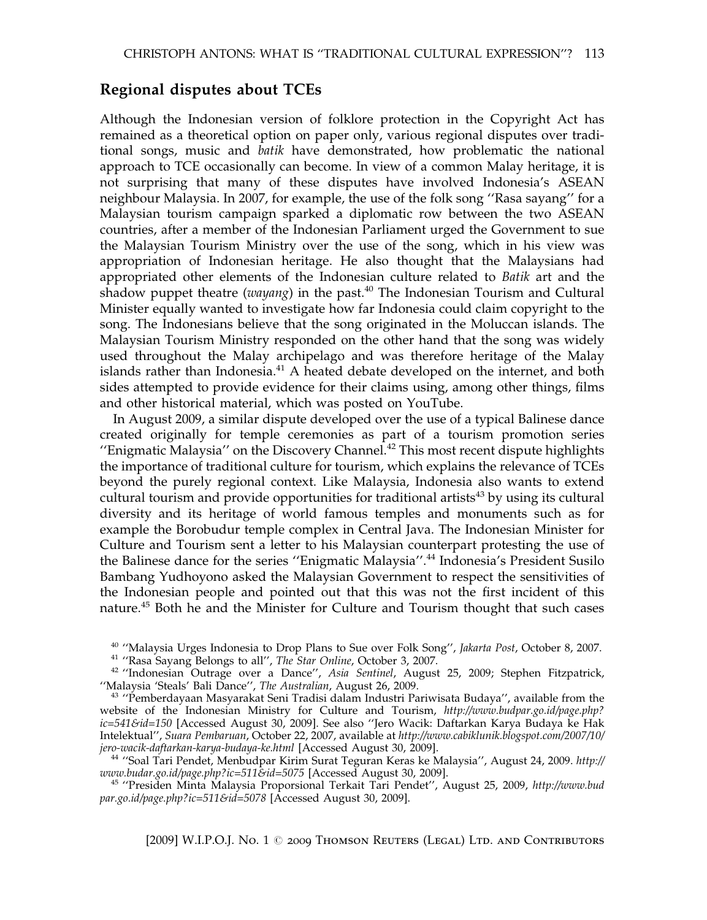## Regional disputes about TCEs

Although the Indonesian version of folklore protection in the Copyright Act has remained as a theoretical option on paper only, various regional disputes over traditional songs, music and *batik* have demonstrated, how problematic the national approach to TCE occasionally can become. In view of a common Malay heritage, it is not surprising that many of these disputes have involved Indonesia's ASEAN neighbour Malaysia. In 2007, for example, the use of the folk song ''Rasa sayang'' for a Malaysian tourism campaign sparked a diplomatic row between the two ASEAN countries, after a member of the Indonesian Parliament urged the Government to sue the Malaysian Tourism Ministry over the use of the song, which in his view was appropriation of Indonesian heritage. He also thought that the Malaysians had appropriated other elements of the Indonesian culture related to *Batik* art and the shadow puppet theatre (*wayang*) in the past.[40] The Indonesian Tourism and Cultural Minister equally wanted to investigate how far Indonesia could claim copyright to the song. The Indonesians believe that the song originated in the Moluccan islands. The Malaysian Tourism Ministry responded on the other hand that the song was widely used throughout the Malay archipelago and was therefore heritage of the Malay islands rather than Indonesia.[41] A heated debate developed on the internet, and both sides attempted to provide evidence for their claims using, among other things, films and other historical material, which was posted on YouTube.

In August 2009, a similar dispute developed over the use of a typical Balinese dance created originally for temple ceremonies as part of a tourism promotion series ''Enigmatic Malaysia'' on the Discovery Channel.[42] This most recent dispute highlights the importance of traditional culture for tourism, which explains the relevance of TCEs beyond the purely regional context. Like Malaysia, Indonesia also wants to extend cultural tourism and provide opportunities for traditional artists[43] by using its cultural diversity and its heritage of world famous temples and monuments such as for example the Borobudur temple complex in Central Java. The Indonesian Minister for Culture and Tourism sent a letter to his Malaysian counterpart protesting the use of the Balinese dance for the series ''Enigmatic Malaysia''.[44] Indonesia's President Susilo Bambang Yudhoyono asked the Malaysian Government to respect the sensitivities of the Indonesian people and pointed out that this was not the first incident of this nature.[45] Both he and the Minister for Culture and Tourism thought that such cases

[40] ''Malaysia Urges Indonesia to Drop Plans to Sue over Folk Song'', *Jakarta Post*, October 8, 2007.

[41] ''Rasa Sayang Belongs to all'', *The Star Online*, October 3, 2007.

[42] ''Indonesian Outrage over a Dance'', *Asia Sentinel*, August 25, 2009; Stephen Fitzpatrick, ''Malaysia 'Steals' Bali Dance'', *The Australian*, August 26, 2009.

[43] ''Pemberdayaan Masyarakat Seni Tradisi dalam Industri Pariwisata Budaya'', available from the website of the Indonesian Ministry for Culture and Tourism, *http://www.budpar.go.id/page.php?ic=541&id=150* [Accessed August 30, 2009]. See also ''Jero Wacik: Daftarkan Karya Budaya ke Hak Intelektual'', *Suara Pembaruan*, October 22, 2007, available at *http://www.cabiklunik.blogspot.com/2007/10/jero-wacik-daftarkan-karya-budaya-ke.html* [Accessed August 30, 2009].

[44] ''Soal Tari Pendet, Menbudpar Kirim Surat Teguran Keras ke Malaysia'', August 24, 2009. *http://www.budar.go.id/page.php?ic=511&id=5075* [Accessed August 30, 2009].

[45] ''Presiden Minta Malaysia Proporsional Terkait Tari Pendet'', August 25, 2009, *http://www.budpar.go.id/page.php?ic=511&id=5078* [Accessed August 30, 2009].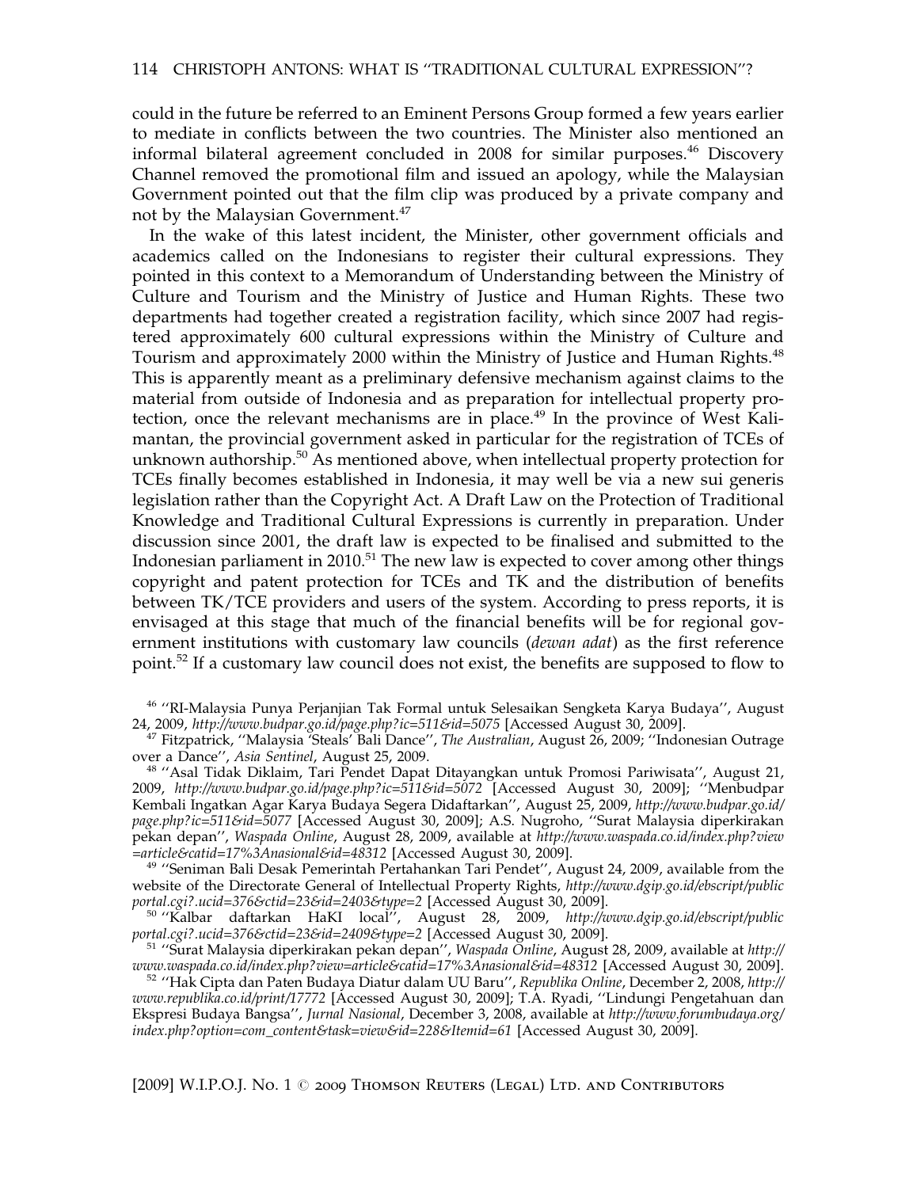could in the future be referred to an Eminent Persons Group formed a few years earlier to mediate in conflicts between the two countries. The Minister also mentioned an informal bilateral agreement concluded in 2008 for similar purposes.[46] Discovery Channel removed the promotional film and issued an apology, while the Malaysian Government pointed out that the film clip was produced by a private company and not by the Malaysian Government.[47]

In the wake of this latest incident, the Minister, other government officials and academics called on the Indonesians to register their cultural expressions. They pointed in this context to a Memorandum of Understanding between the Ministry of Culture and Tourism and the Ministry of Justice and Human Rights. These two departments had together created a registration facility, which since 2007 had registered approximately 600 cultural expressions within the Ministry of Culture and Tourism and approximately 2000 within the Ministry of Justice and Human Rights.[48] This is apparently meant as a preliminary defensive mechanism against claims to the material from outside of Indonesia and as preparation for intellectual property protection, once the relevant mechanisms are in place.[49] In the province of West Kalimantan, the provincial government asked in particular for the registration of TCEs of unknown authorship.[50] As mentioned above, when intellectual property protection for TCEs finally becomes established in Indonesia, it may well be via a new sui generis legislation rather than the Copyright Act. A Draft Law on the Protection of Traditional Knowledge and Traditional Cultural Expressions is currently in preparation. Under discussion since 2001, the draft law is expected to be finalised and submitted to the Indonesian parliament in 2010.[51] The new law is expected to cover among other things copyright and patent protection for TCEs and TK and the distribution of benefits between TK/TCE providers and users of the system. According to press reports, it is envisaged at this stage that much of the financial benefits will be for regional government institutions with customary law councils (*dewan adat*) as the first reference point.[52] If a customary law council does not exist, the benefits are supposed to flow to

---

[46] ''RI-Malaysia Punya Perjanjian Tak Formal untuk Selesaikan Sengketa Karya Budaya'', August 24, 2009, *http://www.budpar.go.id/page.php?ic=511&id=5075* [Accessed August 30, 2009].

[47] Fitzpatrick, ''Malaysia 'Steals' Bali Dance'', *The Australian*, August 26, 2009; ''Indonesian Outrage over a Dance'', *Asia Sentinel*, August 25, 2009.

[48] ''Asal Tidak Diklaim, Tari Pendet Dapat Ditayangkan untuk Promosi Pariwisata'', August 21, 2009, *http://www.budpar.go.id/page.php?ic=511&id=5072* [Accessed August 30, 2009]; ''Menbudpar Kembali Ingatkan Agar Karya Budaya Segera Didaftarkan'', August 25, 2009, *http://www.budpar.go.id/page.php?ic=511&id=5077* [Accessed August 30, 2009]; A.S. Nugroho, ''Surat Malaysia diperkirakan pekan depan'', *Waspada Online*, August 28, 2009, available at *http://www.waspada.co.id/index.php?view=article&catid=17%3Anasional&id=48312* [Accessed August 30, 2009].

[49] ''Seniman Bali Desak Pemerintah Pertahankan Tari Pendet'', August 24, 2009, available from the website of the Directorate General of Intellectual Property Rights, *http://www.dgip.go.id/ebscript/publicportal.cgi?.ucid=376&ctid=23&id=2403&type=2* [Accessed August 30, 2009].

[50] ''Kalbar daftarkan HaKI local'', August 28, 2009, *http://www.dgip.go.id/ebscript/publicportal.cgi?.ucid=376&ctid=23&id=2409&type=2* [Accessed August 30, 2009].

[51] ''Surat Malaysia diperkirakan pekan depan'', *Waspada Online*, August 28, 2009, available at *http://www.waspada.co.id/index.php?view=article&catid=17%3Anasional&id=48312* [Accessed August 30, 2009].

[52] ''Hak Cipta dan Paten Budaya Diatur dalam UU Baru'', *Republika Online*, December 2, 2008, *http://www.republika.co.id/print/17772* [Accessed August 30, 2009]; T.A. Ryadi, ''Lindungi Pengetahuan dan Ekspresi Budaya Bangsa'', *Jurnal Nasional*, December 3, 2008, available at *http://www.forumbudaya.org/index.php?option=com_content&task=view&id=228&Itemid=61* [Accessed August 30, 2009].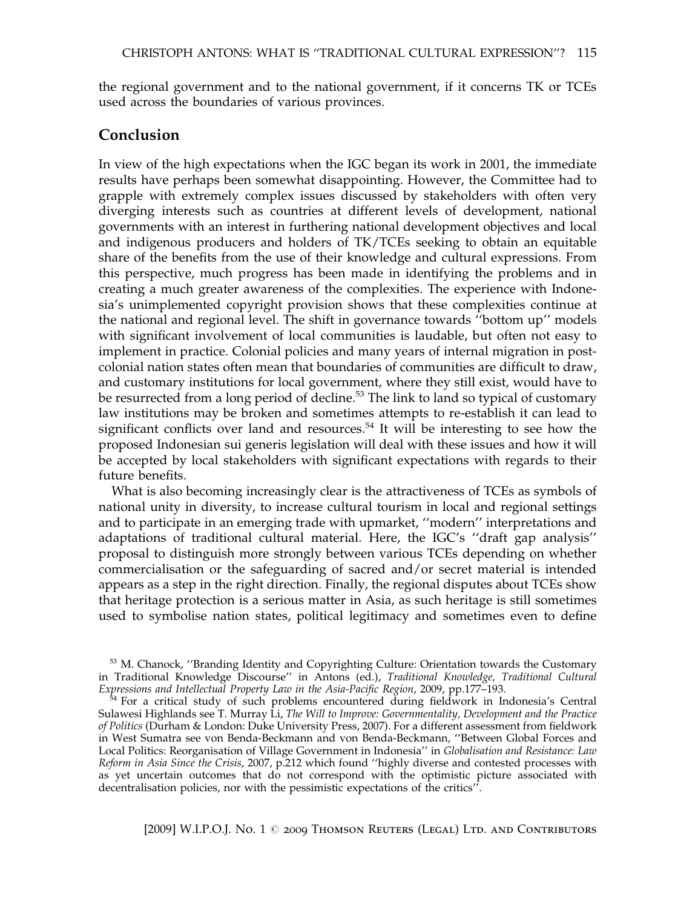the regional government and to the national government, if it concerns TK or TCEs used across the boundaries of various provinces.

## Conclusion

In view of the high expectations when the IGC began its work in 2001, the immediate results have perhaps been somewhat disappointing. However, the Committee had to grapple with extremely complex issues discussed by stakeholders with often very diverging interests such as countries at different levels of development, national governments with an interest in furthering national development objectives and local and indigenous producers and holders of TK/TCEs seeking to obtain an equitable share of the benefits from the use of their knowledge and cultural expressions. From this perspective, much progress has been made in identifying the problems and in creating a much greater awareness of the complexities. The experience with Indonesia's unimplemented copyright provision shows that these complexities continue at the national and regional level. The shift in governance towards ''bottom up'' models with significant involvement of local communities is laudable, but often not easy to implement in practice. Colonial policies and many years of internal migration in post-colonial nation states often mean that boundaries of communities are difficult to draw, and customary institutions for local government, where they still exist, would have to be resurrected from a long period of decline.[53] The link to land so typical of customary law institutions may be broken and sometimes attempts to re-establish it can lead to significant conflicts over land and resources.[54] It will be interesting to see how the proposed Indonesian sui generis legislation will deal with these issues and how it will be accepted by local stakeholders with significant expectations with regards to their future benefits.

What is also becoming increasingly clear is the attractiveness of TCEs as symbols of national unity in diversity, to increase cultural tourism in local and regional settings and to participate in an emerging trade with upmarket, ''modern'' interpretations and adaptations of traditional cultural material. Here, the IGC's ''draft gap analysis'' proposal to distinguish more strongly between various TCEs depending on whether commercialisation or the safeguarding of sacred and/or secret material is intended appears as a step in the right direction. Finally, the regional disputes about TCEs show that heritage protection is a serious matter in Asia, as such heritage is still sometimes used to symbolise nation states, political legitimacy and sometimes even to define

---

[53] M. Chanock, ''Branding Identity and Copyrighting Culture: Orientation towards the Customary in Traditional Knowledge Discourse'' in Antons (ed.), *Traditional Knowledge, Traditional Cultural Expressions and Intellectual Property Law in the Asia-Pacific Region*, 2009, pp.177–193.

[54] For a critical study of such problems encountered during fieldwork in Indonesia's Central Sulawesi Highlands see T. Murray Li, *The Will to Improve: Governmentality, Development and the Practice of Politics* (Durham & London: Duke University Press, 2007). For a different assessment from fieldwork in West Sumatra see von Benda-Beckmann and von Benda-Beckmann, ''Between Global Forces and Local Politics: Reorganisation of Village Government in Indonesia'' in *Globalisation and Resistance: Law Reform in Asia Since the Crisis*, 2007, p.212 which found ''highly diverse and contested processes with as yet uncertain outcomes that do not correspond with the optimistic picture associated with decentralisation policies, nor with the pessimistic expectations of the critics''.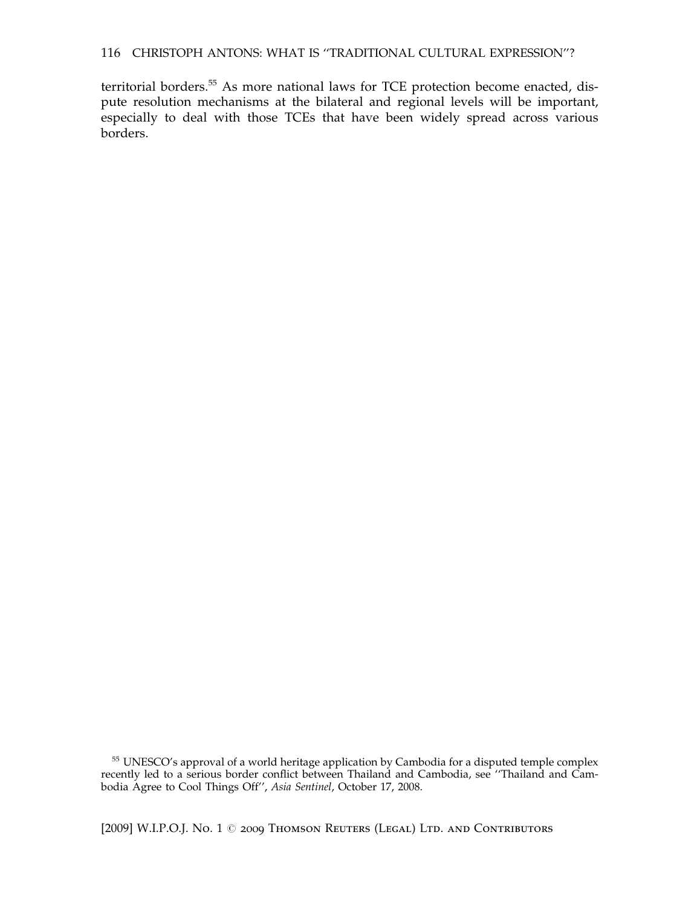territorial borders.[55] As more national laws for TCE protection become enacted, dispute resolution mechanisms at the bilateral and regional levels will be important, especially to deal with those TCEs that have been widely spread across various borders.

[55] UNESCO's approval of a world heritage application by Cambodia for a disputed temple complex recently led to a serious border conflict between Thailand and Cambodia, see ''Thailand and Cambodia Agree to Cool Things Off'', *Asia Sentinel*, October 17, 2008.